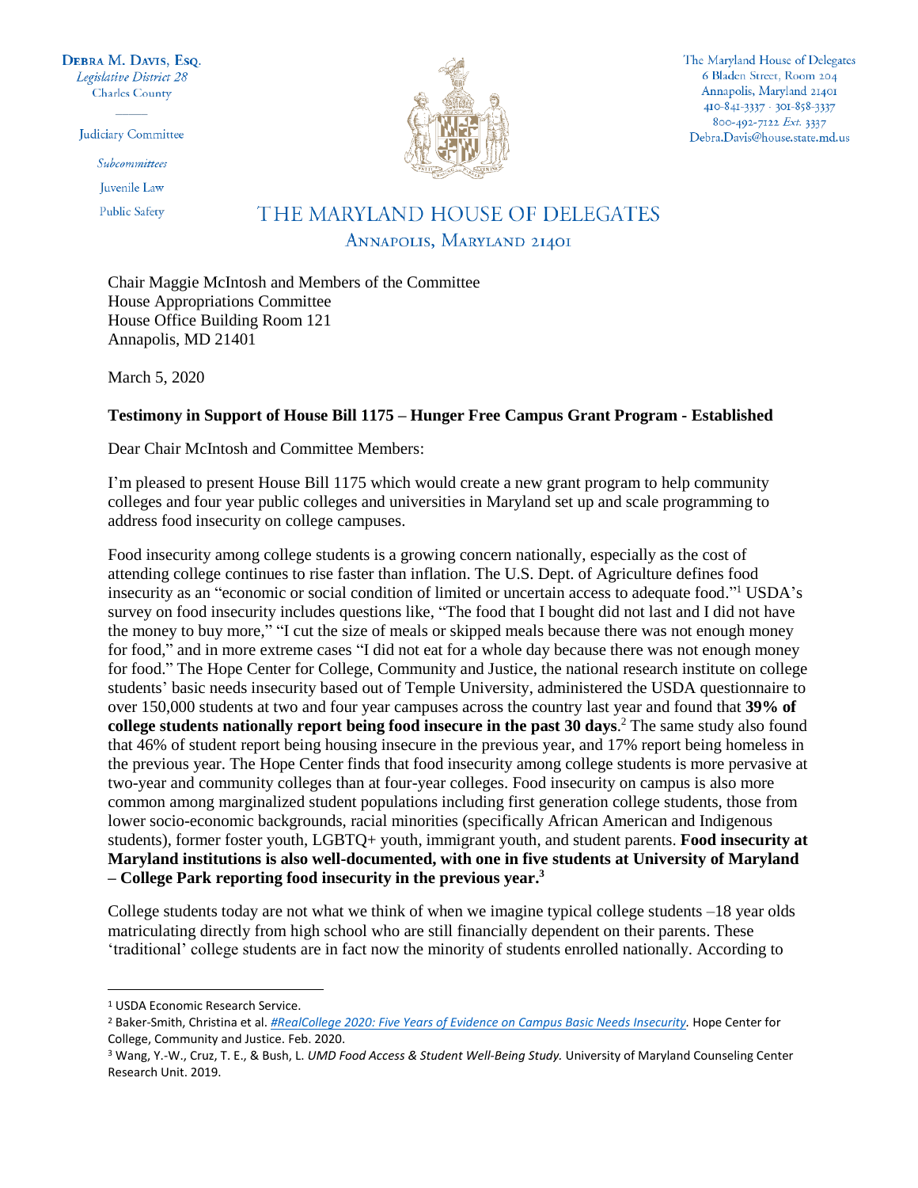**DEBRA M. DAVIS, ESQ.**
*Legislative District 28*
Charles County

Judiciary Committee

*Subcommittees*
Juvenile Law
Public Safety

The Maryland House of Delegates
6 Bladen Street, Room 204
Annapolis, Maryland 21401
410-841-3337 · 301-858-3337
800-492-7122 *Ext.* 3337
Debra.Davis@house.state.md.us

THE MARYLAND HOUSE OF DELEGATES
ANNAPOLIS, MARYLAND 21401

Chair Maggie McIntosh and Members of the Committee
House Appropriations Committee
House Office Building Room 121
Annapolis, MD 21401

March 5, 2020

**Testimony in Support of House Bill 1175 – Hunger Free Campus Grant Program - Established**

Dear Chair McIntosh and Committee Members:

I'm pleased to present House Bill 1175 which would create a new grant program to help community colleges and four year public colleges and universities in Maryland set up and scale programming to address food insecurity on college campuses.

Food insecurity among college students is a growing concern nationally, especially as the cost of attending college continues to rise faster than inflation. The U.S. Dept. of Agriculture defines food insecurity as an "economic or social condition of limited or uncertain access to adequate food."[1] USDA's survey on food insecurity includes questions like, "The food that I bought did not last and I did not have the money to buy more," "I cut the size of meals or skipped meals because there was not enough money for food," and in more extreme cases "I did not eat for a whole day because there was not enough money for food." The Hope Center for College, Community and Justice, the national research institute on college students' basic needs insecurity based out of Temple University, administered the USDA questionnaire to over 150,000 students at two and four year campuses across the country last year and found that **39% of college students nationally report being food insecure in the past 30 days**.[2] The same study also found that 46% of student report being housing insecure in the previous year, and 17% report being homeless in the previous year. The Hope Center finds that food insecurity among college students is more pervasive at two-year and community colleges than at four-year colleges. Food insecurity on campus is also more common among marginalized student populations including first generation college students, those from lower socio-economic backgrounds, racial minorities (specifically African American and Indigenous students), former foster youth, LGBTQ+ youth, immigrant youth, and student parents. **Food insecurity at Maryland institutions is also well-documented, with one in five students at University of Maryland – College Park reporting food insecurity in the previous year.[3]**

College students today are not what we think of when we imagine typical college students –18 year olds matriculating directly from high school who are still financially dependent on their parents. These 'traditional' college students are in fact now the minority of students enrolled nationally. According to

---

[1] USDA Economic Research Service.

[2] Baker-Smith, Christina et al. *#RealCollege 2020: Five Years of Evidence on Campus Basic Needs Insecurity.* Hope Center for College, Community and Justice. Feb. 2020.

[3] Wang, Y.-W., Cruz, T. E., & Bush, L. *UMD Food Access & Student Well-Being Study.* University of Maryland Counseling Center Research Unit. 2019.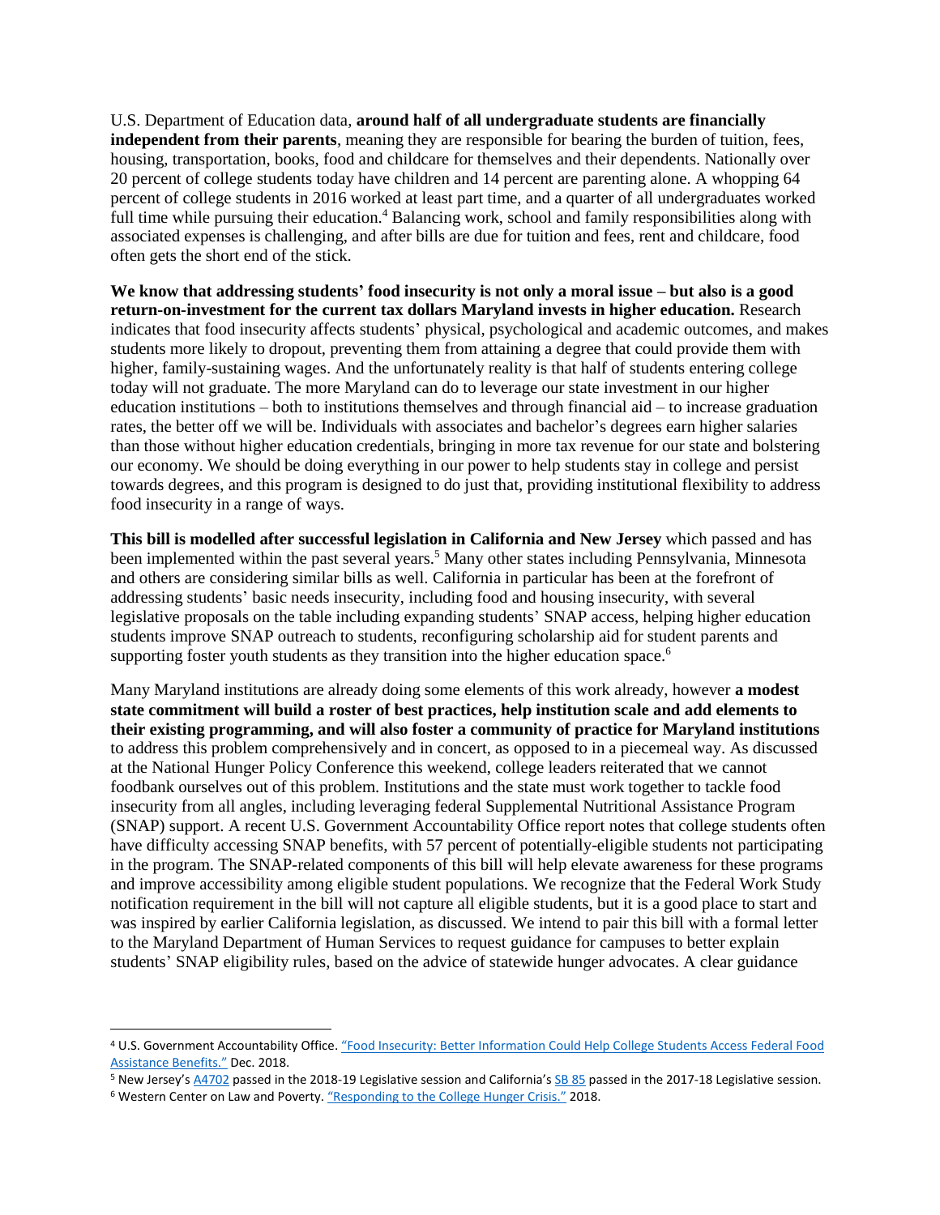U.S. Department of Education data, **around half of all undergraduate students are financially independent from their parents**, meaning they are responsible for bearing the burden of tuition, fees, housing, transportation, books, food and childcare for themselves and their dependents. Nationally over 20 percent of college students today have children and 14 percent are parenting alone. A whopping 64 percent of college students in 2016 worked at least part time, and a quarter of all undergraduates worked full time while pursuing their education.[4] Balancing work, school and family responsibilities along with associated expenses is challenging, and after bills are due for tuition and fees, rent and childcare, food often gets the short end of the stick.

**We know that addressing students' food insecurity is not only a moral issue – but also is a good return-on-investment for the current tax dollars Maryland invests in higher education.** Research indicates that food insecurity affects students' physical, psychological and academic outcomes, and makes students more likely to dropout, preventing them from attaining a degree that could provide them with higher, family-sustaining wages. And the unfortunately reality is that half of students entering college today will not graduate. The more Maryland can do to leverage our state investment in our higher education institutions – both to institutions themselves and through financial aid – to increase graduation rates, the better off we will be. Individuals with associates and bachelor's degrees earn higher salaries than those without higher education credentials, bringing in more tax revenue for our state and bolstering our economy. We should be doing everything in our power to help students stay in college and persist towards degrees, and this program is designed to do just that, providing institutional flexibility to address food insecurity in a range of ways.

**This bill is modelled after successful legislation in California and New Jersey** which passed and has been implemented within the past several years.[5] Many other states including Pennsylvania, Minnesota and others are considering similar bills as well. California in particular has been at the forefront of addressing students' basic needs insecurity, including food and housing insecurity, with several legislative proposals on the table including expanding students' SNAP access, helping higher education students improve SNAP outreach to students, reconfiguring scholarship aid for student parents and supporting foster youth students as they transition into the higher education space.[6]

Many Maryland institutions are already doing some elements of this work already, however **a modest state commitment will build a roster of best practices, help institution scale and add elements to their existing programming, and will also foster a community of practice for Maryland institutions** to address this problem comprehensively and in concert, as opposed to in a piecemeal way. As discussed at the National Hunger Policy Conference this weekend, college leaders reiterated that we cannot foodbank ourselves out of this problem. Institutions and the state must work together to tackle food insecurity from all angles, including leveraging federal Supplemental Nutritional Assistance Program (SNAP) support. A recent U.S. Government Accountability Office report notes that college students often have difficulty accessing SNAP benefits, with 57 percent of potentially-eligible students not participating in the program. The SNAP-related components of this bill will help elevate awareness for these programs and improve accessibility among eligible student populations. We recognize that the Federal Work Study notification requirement in the bill will not capture all eligible students, but it is a good place to start and was inspired by earlier California legislation, as discussed. We intend to pair this bill with a formal letter to the Maryland Department of Human Services to request guidance for campuses to better explain students' SNAP eligibility rules, based on the advice of statewide hunger advocates. A clear guidance

---

[4] U.S. Government Accountability Office. "Food Insecurity: Better Information Could Help College Students Access Federal Food Assistance Benefits." Dec. 2018.

[5] New Jersey's A4702 passed in the 2018-19 Legislative session and California's SB 85 passed in the 2017-18 Legislative session.

[6] Western Center on Law and Poverty. "Responding to the College Hunger Crisis." 2018.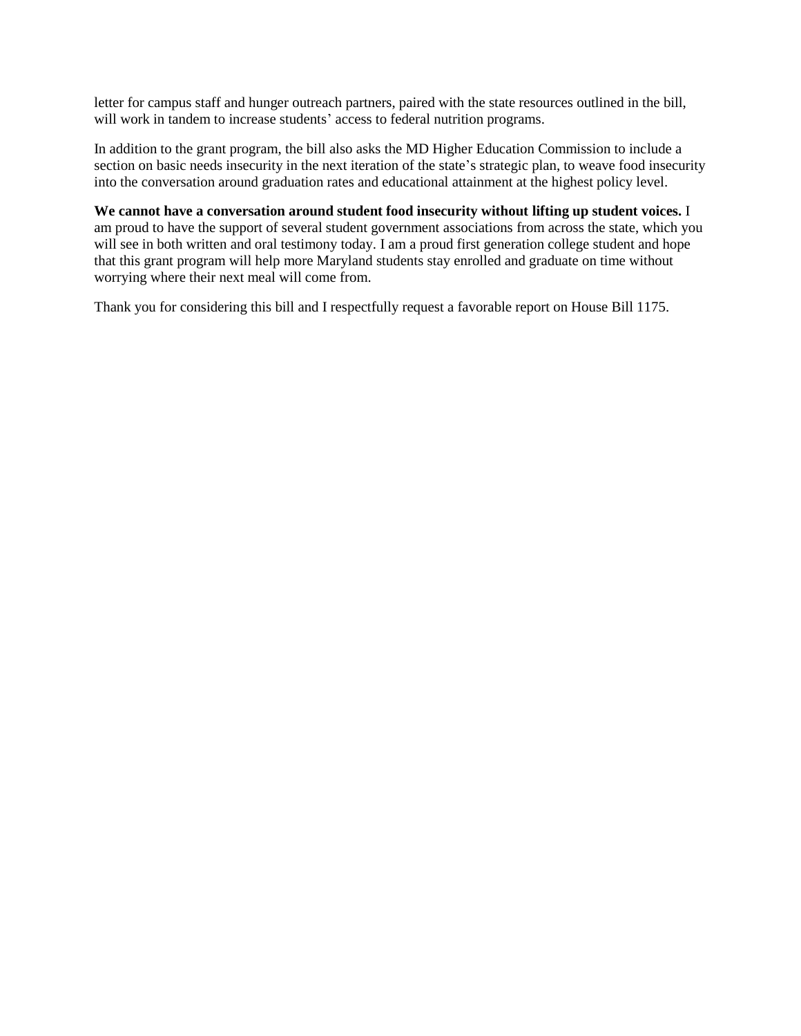letter for campus staff and hunger outreach partners, paired with the state resources outlined in the bill, will work in tandem to increase students' access to federal nutrition programs.

In addition to the grant program, the bill also asks the MD Higher Education Commission to include a section on basic needs insecurity in the next iteration of the state's strategic plan, to weave food insecurity into the conversation around graduation rates and educational attainment at the highest policy level.

**We cannot have a conversation around student food insecurity without lifting up student voices.** I am proud to have the support of several student government associations from across the state, which you will see in both written and oral testimony today. I am a proud first generation college student and hope that this grant program will help more Maryland students stay enrolled and graduate on time without worrying where their next meal will come from.

Thank you for considering this bill and I respectfully request a favorable report on House Bill 1175.